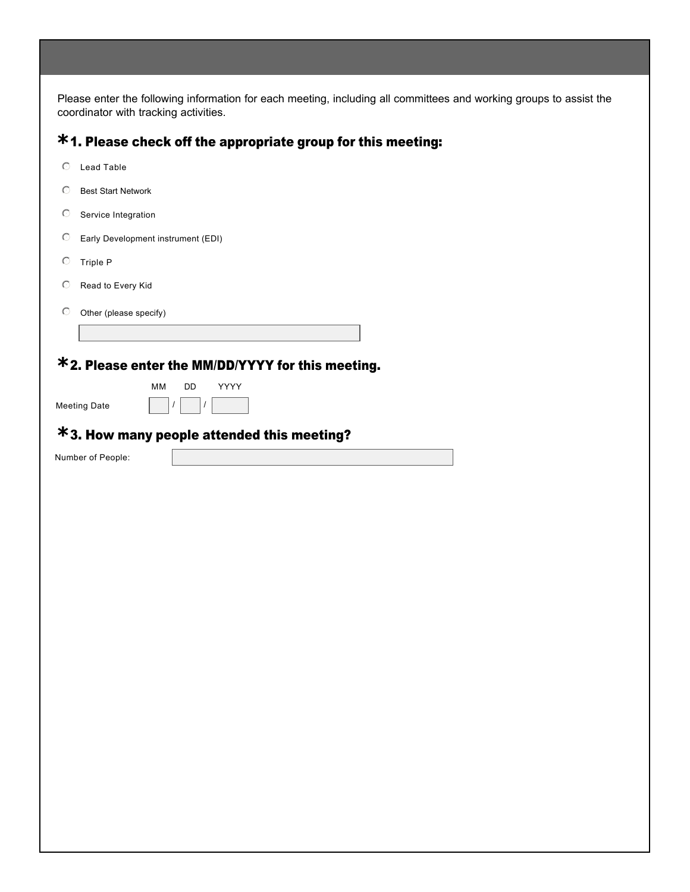Please enter the following information for each meeting, including all committees and working groups to assist the coordinator with tracking activities.

### *1. Please check off the appropriate group for this meeting:

- ○ Lead Table
- ○ Best Start Network
- ○ Service Integration
- ○ Early Development instrument (EDI)
- ○ Triple P
- ○ Read to Every Kid
- ○ Other (please specify)

### *2. Please enter the MM/DD/YYYY for this meeting.

| | MM | | DD | | YYYY |
|---|---|---|---|---|---|
| Meeting Date | | / | | / | |

### *3. How many people attended this meeting?

Number of People: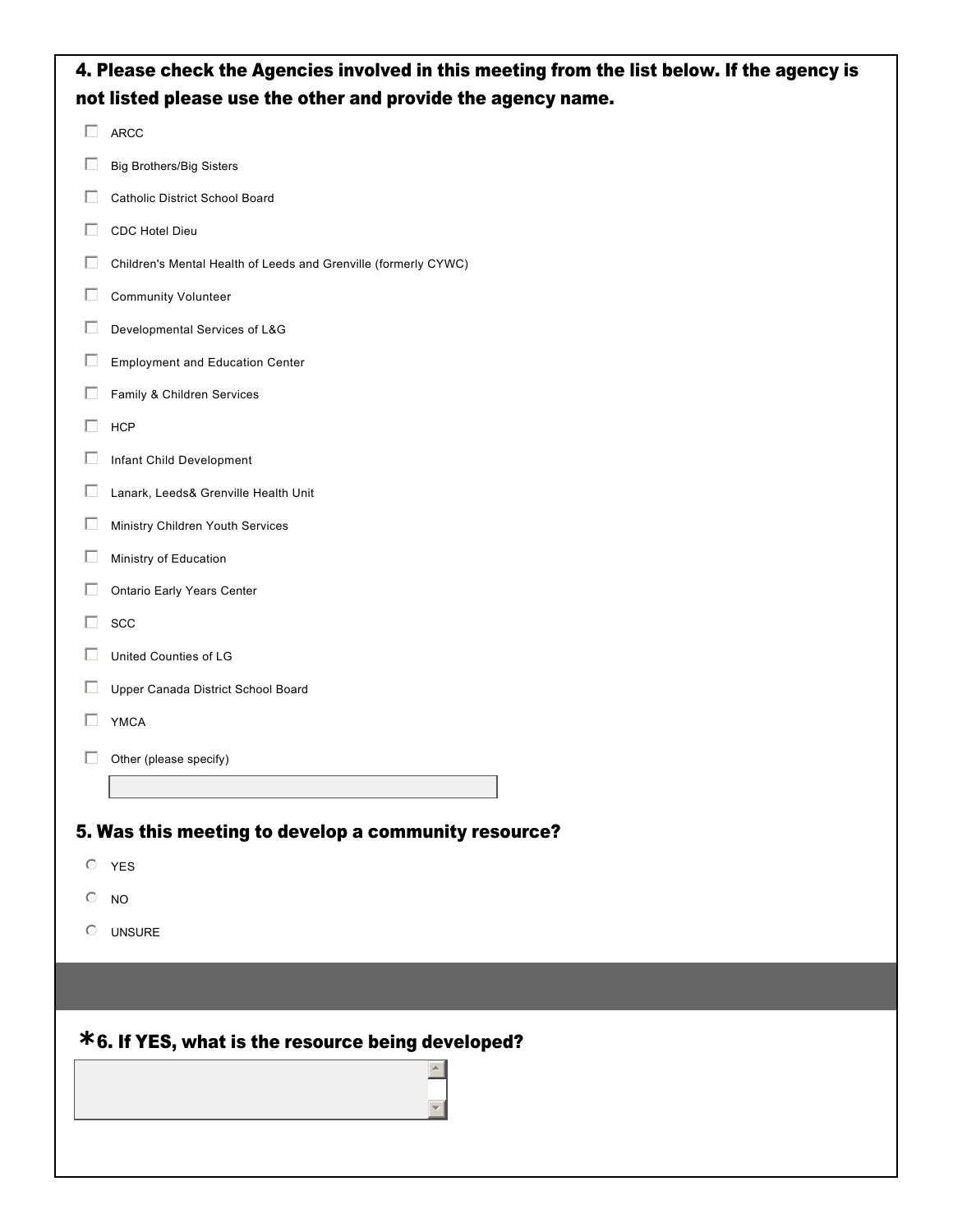## 4. Please check the Agencies involved in this meeting from the list below. If the agency is not listed please use the other and provide the agency name.

- [ ] ARCC
- [ ] Big Brothers/Big Sisters
- [ ] Catholic District School Board
- [ ] CDC Hotel Dieu
- [ ] Children's Mental Health of Leeds and Grenville (formerly CYWC)
- [ ] Community Volunteer
- [ ] Developmental Services of L&G
- [ ] Employment and Education Center
- [ ] Family & Children Services
- [ ] HCP
- [ ] Infant Child Development
- [ ] Lanark, Leeds& Grenville Health Unit
- [ ] Ministry Children Youth Services
- [ ] Ministry of Education
- [ ] Ontario Early Years Center
- [ ] SCC
- [ ] United Counties of LG
- [ ] Upper Canada District School Board
- [ ] YMCA
- [ ] Other (please specify)

## 5. Was this meeting to develop a community resource?

- ○ YES
- ○ NO
- ○ UNSURE

## *6. If YES, what is the resource being developed?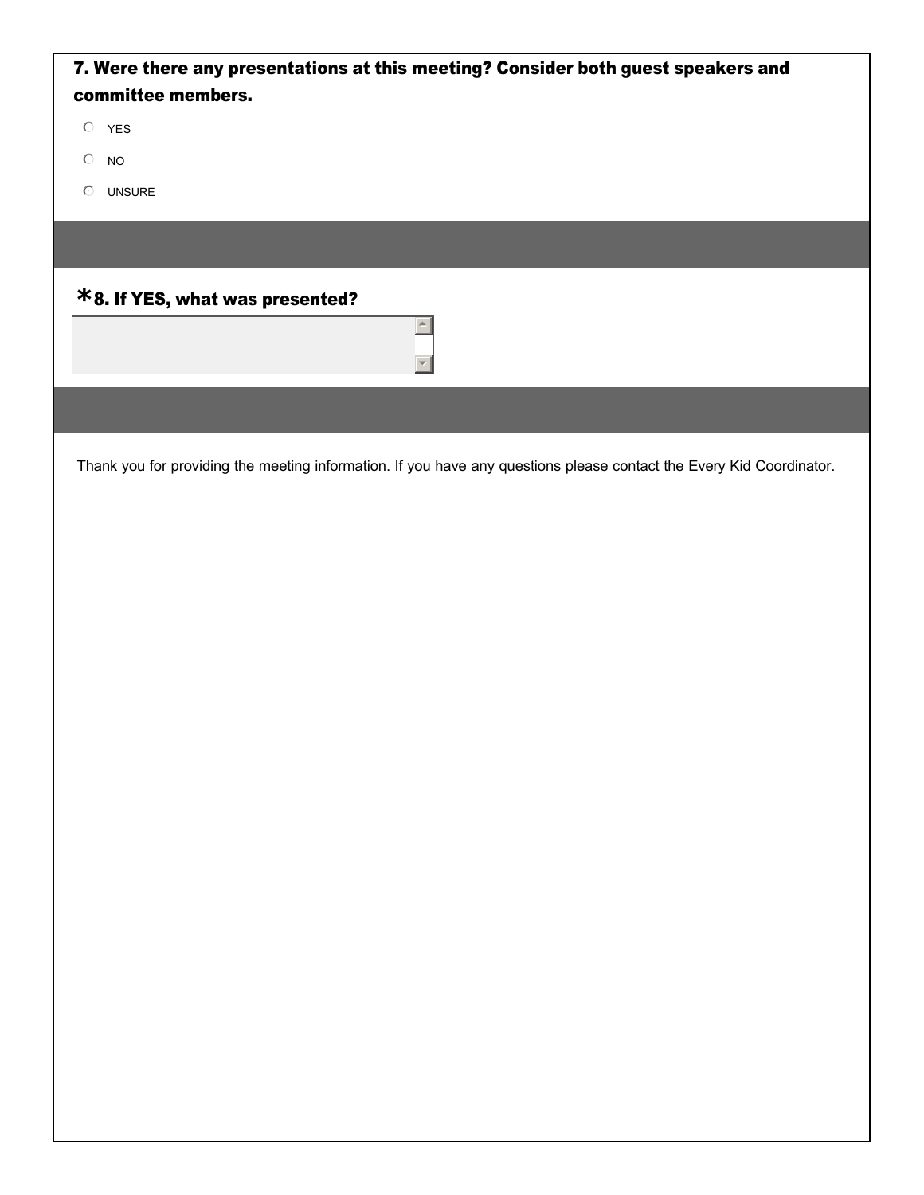### 7. Were there any presentations at this meeting? Consider both guest speakers and committee members.

- YES
- NO
- UNSURE

### *8. If YES, what was presented?

Thank you for providing the meeting information. If you have any questions please contact the Every Kid Coordinator.